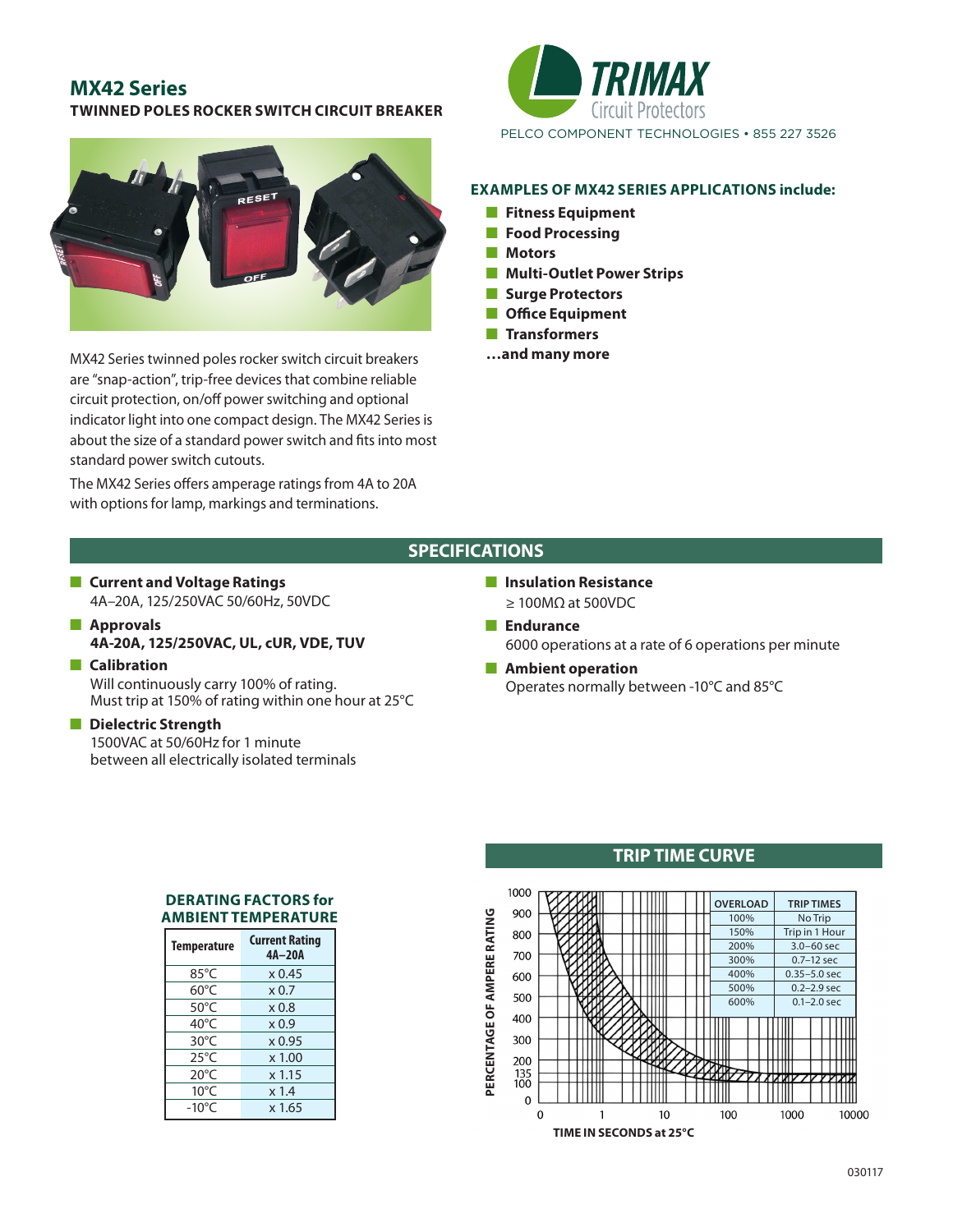## MX42 Series

**TWINNED POLES ROCKER SWITCH CIRCUIT BREAKER**

TRIMAX Circuit Protectors

PELCO COMPONENT TECHNOLOGIES • 855 227 3526

MX42 Series twinned poles rocker switch circuit breakers are "snap-action", trip-free devices that combine reliable circuit protection, on/off power switching and optional indicator light into one compact design. The MX42 Series is about the size of a standard power switch and fits into most standard power switch cutouts.

The MX42 Series offers amperage ratings from 4A to 20A with options for lamp, markings and terminations.

### EXAMPLES OF MX42 SERIES APPLICATIONS include:

- **Fitness Equipment**
- **Food Processing**
- **Motors**
- **Multi-Outlet Power Strips**
- **Surge Protectors**
- **Office Equipment**
- **Transformers**

**…and many more**

## SPECIFICATIONS

- **Current and Voltage Ratings**
  4A–20A, 125/250VAC 50/60Hz, 50VDC
- **Approvals**
  **4A-20A, 125/250VAC, UL, cUR, VDE, TUV**
- **Calibration**
  Will continuously carry 100% of rating.
  Must trip at 150% of rating within one hour at 25°C
- **Dielectric Strength**
  1500VAC at 50/60Hz for 1 minute
  between all electrically isolated terminals
- **Insulation Resistance**
  ≥ 100MΩ at 500VDC
- **Endurance**
  6000 operations at a rate of 6 operations per minute
- **Ambient operation**
  Operates normally between -10°C and 85°C

### DERATING FACTORS for AMBIENT TEMPERATURE

| Temperature | Current Rating 4A–20A |
|---|---|
| 85°C | x 0.45 |
| 60°C | x 0.7 |
| 50°C | x 0.8 |
| 40°C | x 0.9 |
| 30°C | x 0.95 |
| 25°C | x 1.00 |
| 20°C | x 1.15 |
| 10°C | x 1.4 |
| -10°C | x 1.65 |

## TRIP TIME CURVE

| OVERLOAD | TRIP TIMES |
|---|---|
| 100% | No Trip |
| 150% | Trip in 1 Hour |
| 200% | 3.0–60 sec |
| 300% | 0.7–12 sec |
| 400% | 0.35–5.0 sec |
| 500% | 0.2–2.9 sec |
| 600% | 0.1–2.0 sec |

PERCENTAGE OF AMPERE RATING (0, 100, 135, 200, 300, 400, 500, 600, 700, 800, 900, 1000)

TIME IN SECONDS at 25°C (0, 1, 10, 100, 1000, 10000)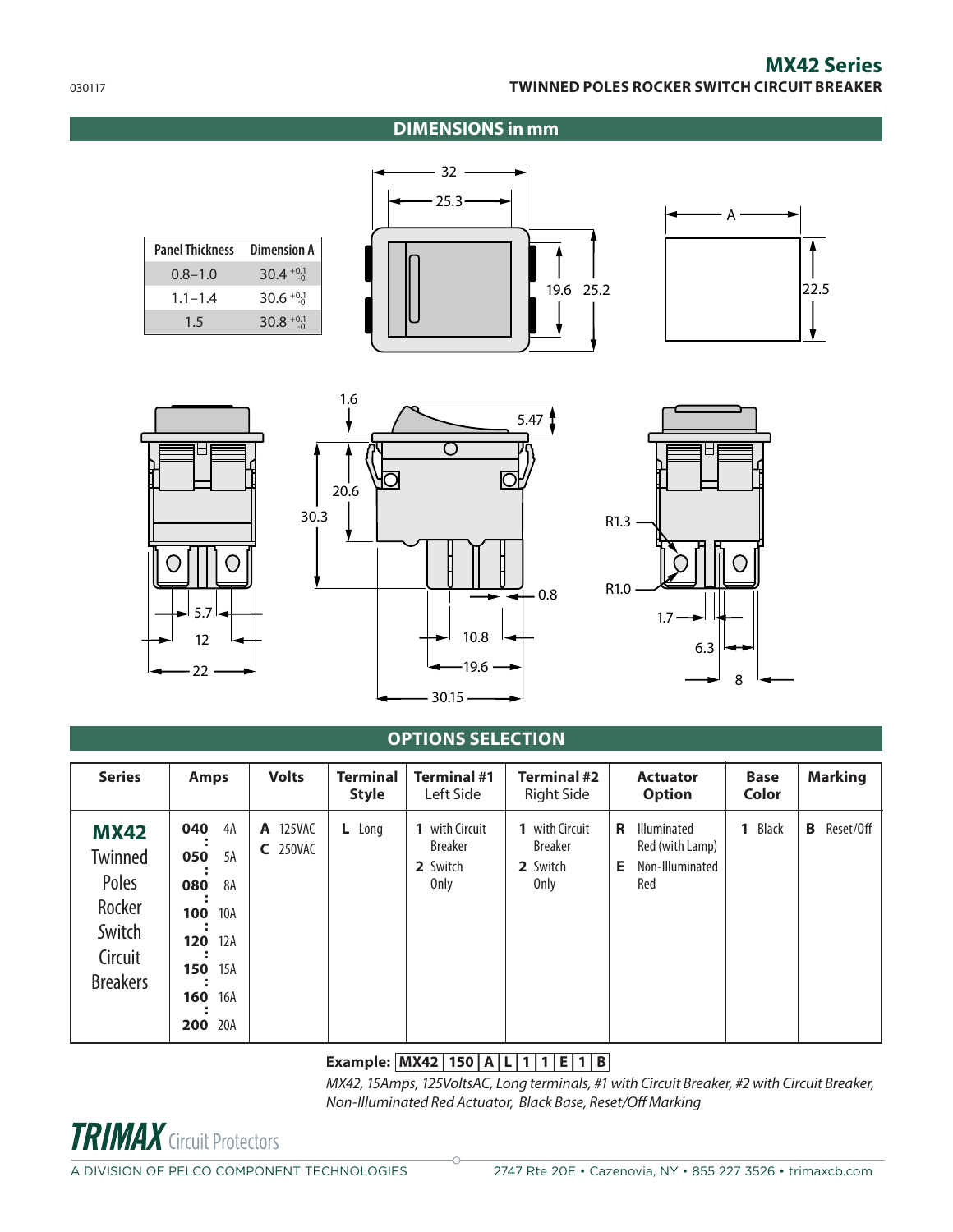## DIMENSIONS in mm

| Panel Thickness | Dimension A |
|---|---|
| 0.8–1.0 | $30.4^{+0.1}_{-0}$ |
| 1.1–1.4 | $30.6^{+0.1}_{-0}$ |
| 1.5 | $30.8^{+0.1}_{-0}$ |

32
25.3
19.6 25.2
A
22.5
1.6
5.47
20.6
30.3
0.8
10.8
19.6
30.15
5.7
12
22
R1.3
R1.0
1.7
6.3
8

## OPTIONS SELECTION

| Series | Amps | Volts | Terminal Style | Terminal #1 Left Side | Terminal #2 Right Side | Actuator Option | Base Color | Marking |
|---|---|---|---|---|---|---|---|---|
| **MX42** Twinned Poles Rocker Switch Circuit Breakers | **040** 4A<br>**050** 5A<br>**080** 8A<br>**100** 10A<br>**120** 12A<br>**150** 15A<br>**160** 16A<br>**200** 20A | **A** 125VAC<br>**C** 250VAC | **L** Long | **1** with Circuit Breaker<br>**2** Switch Only | **1** with Circuit Breaker<br>**2** Switch Only | **R** Illuminated Red (with Lamp)<br>**E** Non-Illuminated Red | **1** Black | **B** Reset/Off |

**Example:** MX42 | 150 | A | L | 1 | 1 | E | 1 | B

*MX42, 15Amps, 125VoltsAC, Long terminals, #1 with Circuit Breaker, #2 with Circuit Breaker, Non-Illuminated Red Actuator, Black Base, Reset/Off Marking*